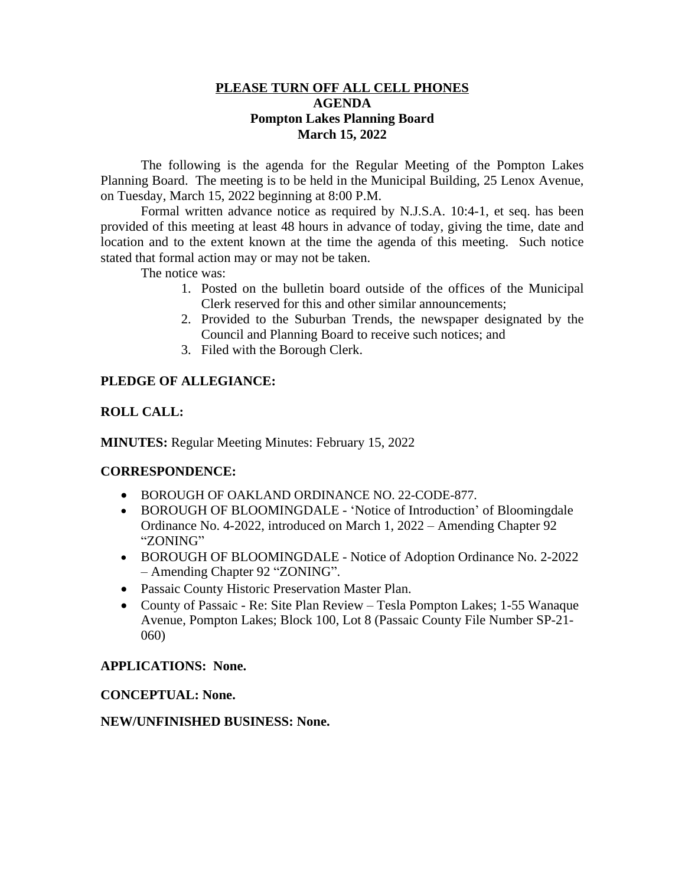**<u>PLEASE TURN OFF ALL CELL PHONES</u>**
**AGENDA**
**Pompton Lakes Planning Board**
**March 15, 2022**

The following is the agenda for the Regular Meeting of the Pompton Lakes Planning Board. The meeting is to be held in the Municipal Building, 25 Lenox Avenue, on Tuesday, March 15, 2022 beginning at 8:00 P.M.

Formal written advance notice as required by N.J.S.A. 10:4-1, et seq. has been provided of this meeting at least 48 hours in advance of today, giving the time, date and location and to the extent known at the time the agenda of this meeting. Such notice stated that formal action may or may not be taken.

The notice was:

1. Posted on the bulletin board outside of the offices of the Municipal Clerk reserved for this and other similar announcements;
2. Provided to the Suburban Trends, the newspaper designated by the Council and Planning Board to receive such notices; and
3. Filed with the Borough Clerk.

**PLEDGE OF ALLEGIANCE:**

**ROLL CALL:**

**MINUTES:** Regular Meeting Minutes: February 15, 2022

**CORRESPONDENCE:**

- BOROUGH OF OAKLAND ORDINANCE NO. 22-CODE-877.
- BOROUGH OF BLOOMINGDALE - 'Notice of Introduction' of Bloomingdale Ordinance No. 4-2022, introduced on March 1, 2022 – Amending Chapter 92 "ZONING"
- BOROUGH OF BLOOMINGDALE - Notice of Adoption Ordinance No. 2-2022 – Amending Chapter 92 "ZONING".
- Passaic County Historic Preservation Master Plan.
- County of Passaic - Re: Site Plan Review – Tesla Pompton Lakes; 1-55 Wanaque Avenue, Pompton Lakes; Block 100, Lot 8 (Passaic County File Number SP-21-060)

**APPLICATIONS: None.**

**CONCEPTUAL: None.**

**NEW/UNFINISHED BUSINESS: None.**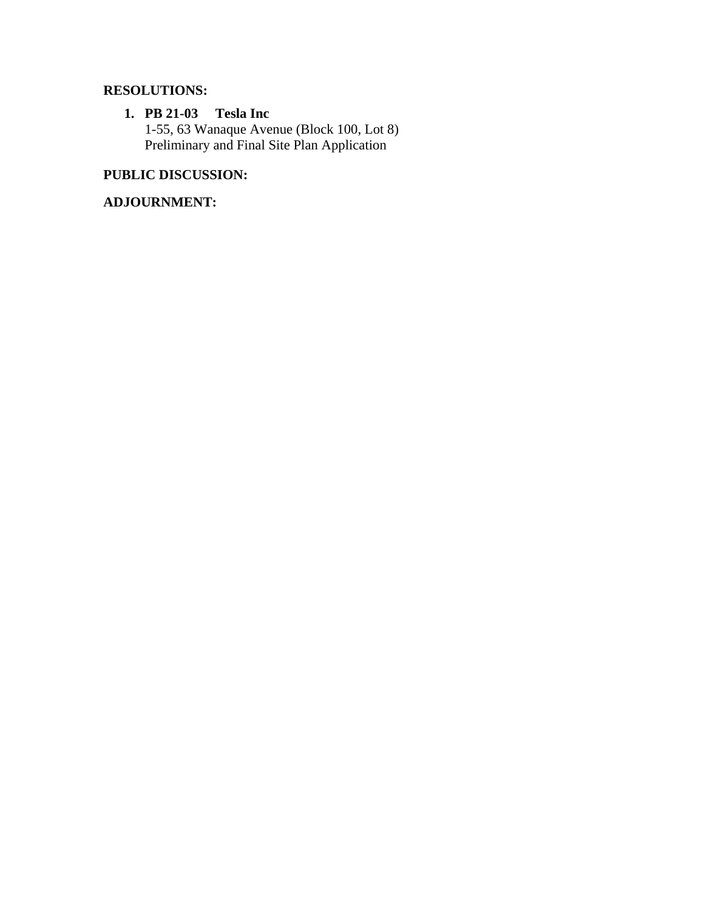**RESOLUTIONS:**

1. **PB 21-03 Tesla Inc**
   1-55, 63 Wanaque Avenue (Block 100, Lot 8)
   Preliminary and Final Site Plan Application

**PUBLIC DISCUSSION:**

**ADJOURNMENT:**